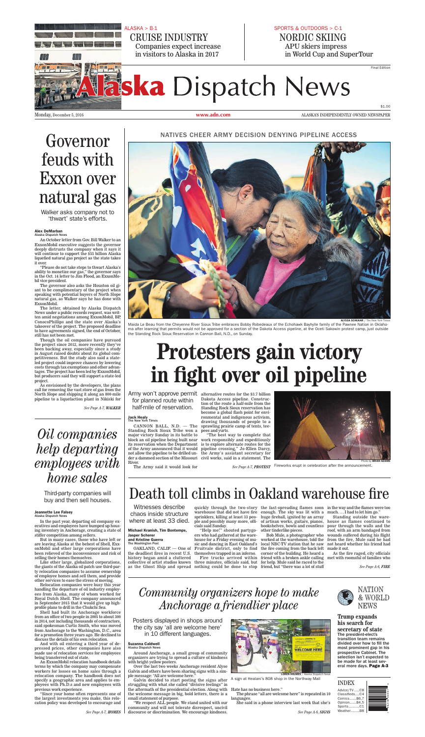ALASKA > B-1

CRUISE INDUSTRY

Companies expect increase in visitors to Alaska in 2017

SPORTS & OUTDOORS > C-1

NORDIC SKIING

APU skiers impress in World Cup and SuperTour

Final Edition

# Alaska Dispatch News

Monday, December 5, 2016 | www.adn.com | ALASKA'S INDEPENDENTLY OWNED NEWSPAPER | $1.00

# Governor feuds with Exxon over natural gas

Walker asks company not to 'thwart' state's efforts.

**Alex DeMarban**
Alaska Dispatch News

An October letter from Gov. Bill Walker to an ExxonMobil executive suggests the governor deeply distrusts the company when it says it will continue to support the $55 billion Alaska liquefied natural gas project as the state takes it over.

"Please do not take steps to thwart Alaska's ability to monetize our gas," the governor says in the Oct. 14 letter to Jim Flood, an ExxonMobil vice president.

The governor also asks the Houston oil giant to be complimentary of the project when speaking with potential buyers of North Slope natural gas, as Walker says he has done with ExxonMobil.

The letter, obtained by Alaska Dispatch News under a public records request, was written amid negotiations among ExxonMobil, BP, ConocoPhillips and the state over Alaska's takeover of the project. The proposed deadline to have agreements signed, the end of October, still has not been met.

Though the oil companies have pursued the project since 2012, more recently they've been backing away, especially since a study in August raised doubts about its global competitiveness. But the study also said a state-led project could improve chances by lowering costs through tax exemptions and other advantages. The project has been led by ExxonMobil, but producers said they will support a state-led project.

As envisioned by the developers, the plans call for removing the vast store of gas from the North Slope and shipping it along an 800-mile pipeline to a liquefaction plant in Nikiski for

*See Page A-7, WALKER*

## NATIVES CHEER ARMY DECISION DENYING PIPELINE ACCESS

ALYSSA SCHUKAR / The New York Times

Maida Le Beau from the Cheyenne River Sioux Tribe embraces Bobby Robedeaux of the Echohawk Bayhylle family of the Pawnee Nation in Oklahoma after learning that permits would not be approved for a section of the Dakota Access pipeline, at the Oceti Sakowin protest camp, just outside the Standing Rock Sioux Reservation in Cannon Ball, N.D., on Sunday.

# Protesters gain victory in fight over oil pipeline

Army won't approve permit for planned route within half-mile of reservation.

**Jack Healy**
The New York Times

CANNON BALL, N.D. — The Standing Rock Sioux Tribe won a major victory Sunday in its battle to block an oil pipeline being built near its reservation when the Department of the Army announced that it would not allow the pipeline to be drilled under a dammed section of the Missouri River.

The Army said it would look for alternative routes for the $3.7 billion Dakota Access pipeline. Construction of the route a half-mile from the Standing Rock Sioux reservation has become a global flash point for environmental and indigenous activism, drawing thousands of people to a sprawling prairie camp of tents, teepees and yurts.

"The best way to complete that work responsibly and expeditiously is to explore alternate routes for the pipeline crossing," Jo-Ellen Darcy, the Army's assistant secretary for civil works, said in a statement. The

*See Page A-7, PROTEST*

Photo by BRIAN ADAMS

Fireworks erupt in celebration after the announcement.

# *Oil companies help departing employees with home sales*

Third-party companies will buy and then sell houses.

**Jeannette Lee Falsey**
Alaska Dispatch News

In the past year, departing oil company executives and employees have bumped up housing inventory in Anchorage, creating a state of stiffer competition among sellers.

But in many cases, those who have left or are leaving Alaska at the behest of Shell, ExxonMobil and other large companies have been relieved of the inconvenience and risk of selling their homes themselves.

Like other large, globalized corporations, the giants of the Alaska oil patch use third-party relocation companies to assume ownership of employee homes and sell them, and provide other services to ease the stress of moving.

Relocation companies were busy this year handling the departure of oil industry employees from Alaska, many of whom worked for Royal Dutch Shell. The company announced in September 2015 that it would give up high-profile plans to drill in the Chukchi Sea.

Shell had built its Anchorage workforce from an office of two people in 2005 to about 300 in 2014, not including thousands of contractors, said spokesman Curtis Smith, who was moved from Anchorage to the Washington, D.C., area for a promotion three years ago. He declined to discuss the details of his own relocation.

And with oil entering a third year of depressed prices, other companies have also made use of relocation services for employees being transferred out of state.

An ExxonMobil relocation handbook details terms by which the company may compensate workers for losses on home sales through a relocation company. The handbook does not specify a geographic area and applies to employees with Ph.D.s and new employees with previous work experience.

"Since your home often represents one of the largest investments you make, this relocation policy was developed to encourage and

*See Page A-7, HOMES*

# Death toll climbs in Oakland warehouse fire

Witnesses describe chaos inside structure where at least 33 died.

**Michael Kranish, Tim Bontemps, Jasper Scherer and Kristine Guerra**
The Washington Post

OAKLAND, CALIF. — One of the deadliest fires in recent U.S. history began amid a cluttered collective of artist studios known as the Ghost Ship and spread quickly through the two-story warehouse that did not have fire sprinklers, killing at least 33 people and possibly many more, officials said Sunday.

"Help me!" shouted partygoers who had gathered at the warehouse for a Friday evening of music and dancing in East Oakland's Fruitvale district, only to find themselves trapped in an inferno.

Fire trucks arrived within three minutes, officials said, but nothing could be done to stop the fast-spreading flames soon enough. The sky was lit with a huge fireball, ignited by an array of artisan works, guitars, pianos, bookshelves, bowls and countless other tinderlike pieces.

Bob Mule, a photographer who worked at the warehouse, told the local NBC-TV station that he saw the fire coming from the back left corner of the building. He heard a friend with a broken ankle calling for help. Mule said he raced to the friend, but "there was a lot of stuff in the way and the flames were too much. ... I had to let him go."

Standing outside the warehouse as flames continued to pour through the walls and the roof, with an arm bandaged from wounds suffered during his flight from the fire, Mule said he had not heard whether his friend had made it out.

As the fire raged, city officials met with roomsful of families who

*See Page A-6, FIRE*

# *Community organizers hope to make Anchorage a friendlier place*

Posters displayed in shops around the city say 'all are welcome here' in 10 different languages.

**Suzanna Caldwell**
Alaska Dispatch News

Around Anchorage, a small group of community organizers are trying to spread a culture of kindness with bright-yellow posters.

Over the last two weeks Anchorage resident Alyse Galvin and others have been sharing signs with a simple message: "All are welcome here."

Galvin decided to start posting the signs after struggling with what she called "divisive feelings" in the aftermath of the presidential election. Along with the welcome message in big, bold letters, there is a small statement of purpose.

"We respect ALL people. We stand united with our community and will not tolerate disrespect, uncivil discourse or discrimination. We encourage kindness. Hate has no business here."

The phrase "all are welcome here" is repeated in 10 languages.

She said in a phone interview last week that she's

*See Page A-6, SIGNS*

LOREN HOLMES / Alaska Dispatch News

A sign at Healani's 808 shop in the Northway Mall

## NATION & WORLD NEWS

**Trump expands his search for secretary of state**

**The president-elect's transition team remains divided over how to fill the most prominent gap in his prospective Cabinet. The selection isn't expected to be made for at least several more days. Page A-3**

## INDEX

Advice/TV.....C8
Classifieds.....C4
Comics.......B6,7
Opinion.......B4,5
Sports..........C1
Weather........B8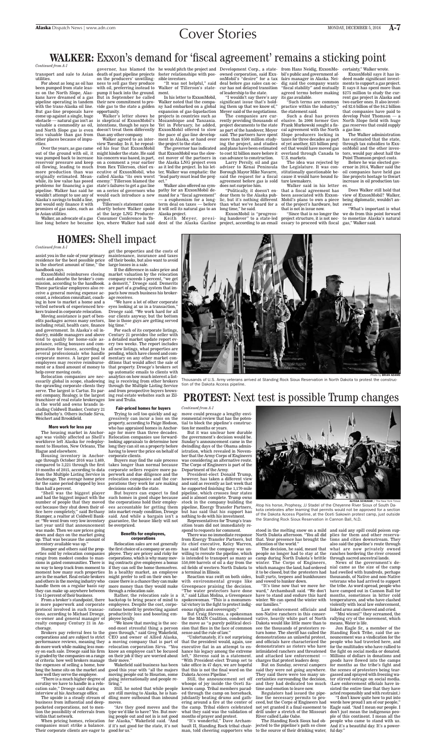# WALKER: Exxon's demand for 'fiscal agreement' remains a sticking point

*Continued from A-1*

transport and sale to Asian utilities.

For about as long as oil has been pumped from state leases on the North Slope, Alaskans have dreamed of a gas pipeline operating in tandem with the trans-Alaska oil line. But gas-line proposals have come up against a single, huge obstacle — natural gas isn't as valuable a commodity as oil, and North Slope gas is even less valuable than gas from other places because of impurities.

Over the years, as gas came out of the ground with oil, it was pumped back to increase reservoir pressure and keep oil flowing, leading to much more production than was originally estimated. Meanwhile, its low value has posed problems for financing a gas pipeline. Walker has said he wouldn't attempt to use any of Alaska's savings to build a line, but would only finance it with promises of gas sales, such as to Asian utilities.

Walker, an advocate of a gas line long before he became governor, has blamed the dearth of past gasline projects on the producers' unwillingness to sell gas they produce with oil, preferring instead to pump it back into the ground. But in September he called their new commitment to provide gas to the state a golden opportunity.

Walker's letter shows he is skeptical of ExxonMobil's intentions, though he says he doesn't treat them differently than any other company.

Walker agreed to an interview Tuesday. In it, he repeated his fear that ExxonMobil might hinder the state. He said his concern was based, in part, on a comment a year earlier from Rex Tillerson, chief executive of ExxonMobil, who called Alaska "its own worst enemy." Tillerson blamed the state's failures to get a gas line on a series of governors who would each introduce a new project.

Tillerson's statement came shortly before Walker spoke at the large LNG Producer-Consumer Conference in Tokyo, where Walker had said he would pitch the project and foster relationships with possible investors.

"It was not helpful," said Walker of Tillerson's statement.

In his letter to ExxonMobil, Walker noted that the company had embarked on a global expansion of gas-liquefaction projects in countries such as Mozambique and Tanzania. Yet in February, he added, ExxonMobil offered to slow the pace of gas-line development in Alaska, or hand over the project to the state.

The governor has indicated that ExxonMobil was the slowest mover of the partners in the Alaska LNG project even as it led the project. In his letter, Walker was emphatic: the "lead party must lead the project."

Walker also offered no sympathy for an ExxonMobil demand for a "fiscal agreement" — a euphemism for a long-term deal on taxes — before it will sell its natural gas to an Alaska project.

Keith Meyer, president of the Alaska Gasline Development Corp., a state-owned corporation, said ExxonMobil's "desire" for a tax deal before gas sales can occur has not delayed transition of leadership to the state.

"I wouldn't say there's any significant issue that's holding them up that we know of," Meyer said of the negotiations.

The companies are currently providing thousands of project documents to the state as part of the handover, Meyer said. The partners have spent more than $500 million studying the project, and studies and plans have been estimated to cost $2 billion more before it can advance to construction.

Larry Persily, oil and gas adviser to Kenai Peninsula Borough Mayor Mike Navarre, said the request for a fiscal agreement before gas is sold does not surprise him.

"Politically, it doesn't endear them to the Alaska public, but it's nothing different than what we've heard for a long time," he said.

ExxonMobil is "progressing handover" to a state-led project, according to an email from Hans Neidig, ExxonMobil's public and government affairs manager in Alaska. Neidig said the company wants "fiscal stability" and mutually agreed terms before making its gas available.

"Such terms are common practice within the industry," the statement said.

Such a deal has proven elusive. In 2006 former Gov. Frank Murkowski sought a fiscal agreement with the North Slope producers locking in taxes for three decades as part of yet another, $25 billion project that would have moved gas overland through Canada to U.S. markets.

The idea was rejected by the Legislature. It was constitutionally questionable because it would have bound future lawmakers.

Walker said in his letter that a fiscal agreement has been associated with ExxonMobil's plans to own a piece of the project's hardware, but that is not in issue now.

"Since that is no longer the project structure, it is not necessary to proceed with fiscal certainty," Walker wrote.

ExxonMobil says it has indeed made significant investments to support a gas project. It says it has spent more than $275 million to study the current gas project in Alaska and two earlier ones. It also invested $2.6 billion of the $4.2 billion that companies have paid to develop Point Thomson — a North Slope field with huge gas reserves that could supply a gas line.

The Walker administration has estimated that the state, through tax subsidies to ExxonMobil and the other investors, would pay about half the Point Thomson project costs.

Before he was elected governor in 2014, Walker said the oil companies have held gas line projects hostage to thwart increase in oil production taxes.

Does Walker still hold that view of ExxonMobil? Walker, being diplomatic, wouldn't answer.

"What's important is what we do from this point forward to monetize Alaska's natural gas," Walker said.

# HOMES: Shell impact

*Continued from A-1*

assist you in the sale of your primary residence for the best possible price in the shortest amount of time," the handbook says.

ExxonMobil reimburses closing costs and absorbs the broker's commission, according to the handbook. These particular employees also receive a general moving expense account, a relocation consultant, coaching in how to market a home and a vetted network of experienced brokers trained in corporate relocation.

Moving assistance is part of benefits packages across many sectors, including retail, health care, finance and government. In Alaska's oil industry, middle managers and above tend to qualify for home-sale assistance, selling bonuses and compensation for losses, according to several professionals who handle corporate moves. A larger pool of employees may receive reimbursement or a fixed amount of money to help cover moving costs.

Relocation companies are necessarily global in scope, shadowing the sprawling corporate clients they serve. The largest is Cartus. Its parent company, Realogy, is the largest franchiser of real estate brokerages in the world and owns brands including Coldwell Banker, Century 21 and Sotheby's. Others include Sirva, Weichert and Brookfield.

### More work for less pay

The housing market in Anchorage was visibly affected as Shell's workforce left Alaska for redeployment to Houston, New Orleans, The Hague and elsewhere.

Housing inventory in Anchorage through October 2016 was 3,469, compared to 3,221 through the first 10 months of 2015, according to data from the Multiple Listing Service in Anchorage. The average home price for the same period dropped by less than half a percent.

"Shell was the biggest player and had the biggest impact with the number of people that they moved out because they shut down their office here completely," said Bethany Stamper, a realtor at Coldwell Banker. "We went from very low inventory last year until that announcement was made. Then we saw prices going down and days on the market going up. That was because the amount of inventory available was up."

Stamper and others said the properties sold by relocation companies range from modest condos to mansions in gated communities. There is no way to keep track from moment to moment how many such properties are in the market. Real estate brokers and others in the moving industry who handle them on a regular basis say they can make up anywhere between 5 to 15 percent of their business.

From a broker's standpoint, there is more paperwork and corporate protocol involved in such transactions, according to Michael Droege, co-owner and general manager of realty company Century 21 in Anchorage.

Brokers pay referral fees to the corporations and are subject to strict performance reviews, meaning they do more work while making less money on each sale. Droege said his firm is graded by the companies on a range of criteria: how well brokers manage the expenses of selling a home, how long the home sits on the market and how well they serve the employee.

"There is a much higher degree of scrutiny we have to handle in a relocation sale," Droege said during an interview at his Anchorage office.

The upside is a steady stream of business from influential and deep-pocketed corporations, not to mention the possibility of referrals from within that network.

When pricing homes, relocation companies must strike a balance. Their corporate clients are eager to get the properties and the costs of maintenance, insurance and taxes off their books, but also want to avoid large losses in a sale.

If the difference in sales price and market valuation by the relocation company exceeds 5 percent, "we get a demerit," Droege said. Demerits are part of a grading system that impacts how much business his brokerage receives.

"We have a lot of other corporate eyes looking at us in a transaction," Droege said. "We work hard for all our clients anyway, but the bottom line is those guys are getting served big time."

For each of its corporate listings, Century 21 provides the seller with a detailed market update report every two weeks. The report includes all new listings, what properties are pending, which have closed and commentary on any other market conditions that would affect the sale of that property. Droege's brokers set up automatic emails to clients with analytics on how much interest a listing is receiving from other brokers through the Multiple Listing Service and from prospective buyers browsing real estate websites such as Zillow and Trulia.

### Fair-priced homes for buyers

Trying to sell too quickly and aggressively can incur a loss on the property, according to Paige Hodson, who has appraised homes in Anchorage for more than three decades. Relocation companies use forward-looking appraisals to determine how long they can sit on a property before having to lower the price on behalf of corporate clients.

Buyers may find the sale process takes longer than normal because corporate sellers require more paperwork and due diligence and the relocation companies and the corporations they work for are making decisions outside the state.

But buyers can expect to find such homes in good shape because the corporations hold their employees accountable for getting them into market-ready condition, Droege said. And while a bargain isn't a guarantee, the house likely will not be overpriced.

### Benefits for employees, corporations

Relocation sales are not generally the first choice of a company or an employee. They are pricey and risky for corporations, which is why many moving contracts give employees a bonus if they can sell the home themselves. In a healthy market, an employee might prefer to sell on their own because there is a chance they can make more money than they would make through a relocation sale.

Rather, the relocation sale is a backstop to bring peace of mind to employees. Despite the cost, corporations benefit by protecting against productivity loss and boosting employee loyalty.

"We know that moving is the second-most stressful thing a person goes through," said Greg Wakefield, CEO and owner of Allied Alaska, a moving company that is part of relocation corporation Sirva. "You know an employee can't be focused on their job if they are worried about their move."

Wakefield said business has been good this year with "all the majors moving people out to Houston, some going internationally and people retiring."

Still, he noted that while people are still moving to Alaska, he is handling more outbound than inbound moves.

"Are they good moves and the type we'd like to have? Yes. But moving people out and not in is not good for Alaska," Wakefield said. "And if it's not good for the state, it's not good for us."

Thousands of U.S. Army veterans arrived at Standing Rock Sioux Reservation in North Dakota to protest the construction of the Dakota Access pipeline.

Photo by BRIAN ADAMS

# PROTEST: Next test is possible Trump changes

*Continued from A-1*

move could presage a lengthy environmental review that has the potential to block the pipeline's construction for months or years.

But it was unclear how durable the government's decision would be. Sunday's announcement came in the dwindling days of the Obama administration, which revealed in November that the Army Corps of Engineers was considering an alternative route. The Corps of Engineers is part of the Department of the Army.

President-elect Donald Trump, however, has taken a different view and said as recently as last week that he supported finishing the 1,170-mile pipeline, which crosses four states and is almost complete. Trump owns stock in the company building the pipeline, Energy Transfer Partners, but has said that his support has nothing to do with his investment.

Representatives for Trump's transition team did not immediately respond to requests for comment.

There was no immediate response from Energy Transfer Partners, but its chief executive, Kelcy Warren, has said that the company was unwilling to reroute the pipeline, which is intended to transport as many as 550,000 barrels of oil a day from the oil fields of western North Dakota to a terminal in Illinois.

Reaction was swift on both sides, with environmental groups like Greenpeace praising the decision. "The water protectors have done it," said Lilian Molina, a Greenpeace spokeswoman. "This is a monumental victory in the fight to protect indigenous rights and sovereignty."

But Craig Stevens, a spokesman for the MAIN Coalition, condemned the move as "a purely political decision that flies in the face of common sense and the rule of law."

"Unfortunately, it's not surprising that the president would, again, use executive fiat in an attempt to enhance his legacy among the extreme left," Stevens said in a statement. "With President-elect Trump set to take office in 47 days, we are hopeful that this is not the final word on the Dakota Access Pipeline."

Still, the announcement set off whoops of joy inside the Oceti Sakowin camp. Tribal members paraded through the camp on horseback, jubilantly beating drums and gathering around a fire at the center of the camp. Tribal elders celebrated what they said was the validation of months of prayer and protest.

"It's wonderful," Dave Archambault II, Standing Rock tribal chairman, told cheering supporters who stood in the melting snow on a mild North Dakota afternoon. "You all did that. Your presence has brought the attention of the world."

Atop his horse, Prophesy, JJ Stadel of the Cheyenne River Sioux of South Dakota celebrates after learning that permits would not be approved for a section of the Dakota Access Pipeline, at the Oceti Sakowin protest camp, just outside the Standing Rock Sioux Reservation in Cannon Ball, N.D.

ALYSSA SCHUKAR / The New York Times

The decision, he said, meant that people no longer had to stay at the camp during North Dakota's brittle winter. The Corps of Engineers, which manages the land, had ordered it to be closed, but the protesters had built yurts, teepees and bunkhouses and vowed to hunker down.

"It's time now that we move forward," Archambault said. "We don't have to stand and endure this hard winter. We can spend the winter with our families."

Law enforcement officials and non-Native ranchers in this conservative, heavily white part of North Dakota would like little more than to see the thousands of protesters return home. The sheriff has called the demonstrations an unlawful protest, and officials have characterized the demonstrators as rioters who have intimidated ranchers and threatened and attacked law enforcement — charges that protest leaders deny.

But on Sunday, several campers said they were not going anywhere. They said there were too many uncertainties surrounding the decision, and they had dedicated too much time and emotion to leave now.

Regulators had issued the pipeline the necessary permits to proceed, but the Corps of Engineers had not yet granted it a final easement to drill under a stretch of the Missouri River called Lake Oahe.

The Standing Rock Sioux had objected to the pipeline's path so close to the source of their drinking water, and said any spill could poison supplies for them and other reservations and cities downstream. They also said the pipeline's route through what are now privately owned ranches bordering the river crossed through sacred ancestral lands.

News of the government's denial came as the size of the camp had swelled with hundreds, perhaps thousands, of Native and non-Native veterans who had arrived to support the tribe. As word spread, people who have camped out in Cannon Ball for months, sometimes in bitter cold temperatures, and who have clashed violently with local law enforcement, linked arms and cheered and cried.

"Mni wiconi!" they screamed, the rallying cry of the movement, which means, Water is life.

Jon Eagle Sr., a member of the Standing Rock Tribe, said the announcement was a vindication for the people who had traveled here, and for the multitudes who have rallied to the fight on social media or donated. Millions of dollars in donations and goods have flowed into the camps for months as the tribe's fight and the scenes of protesters being tear-gassed and sprayed with freezing water stirred outrage on social media. (Law enforcement officials have insisted the entire time that they have acted responsibly and with restraint.)

"I don't know quite how to put into words how proud I am of our people," Eagle said. "And I mean our people. I don't just mean the indigenous people of this continent. I mean all the people who came to stand with us. And it's a beautiful day. It's a powerful day."